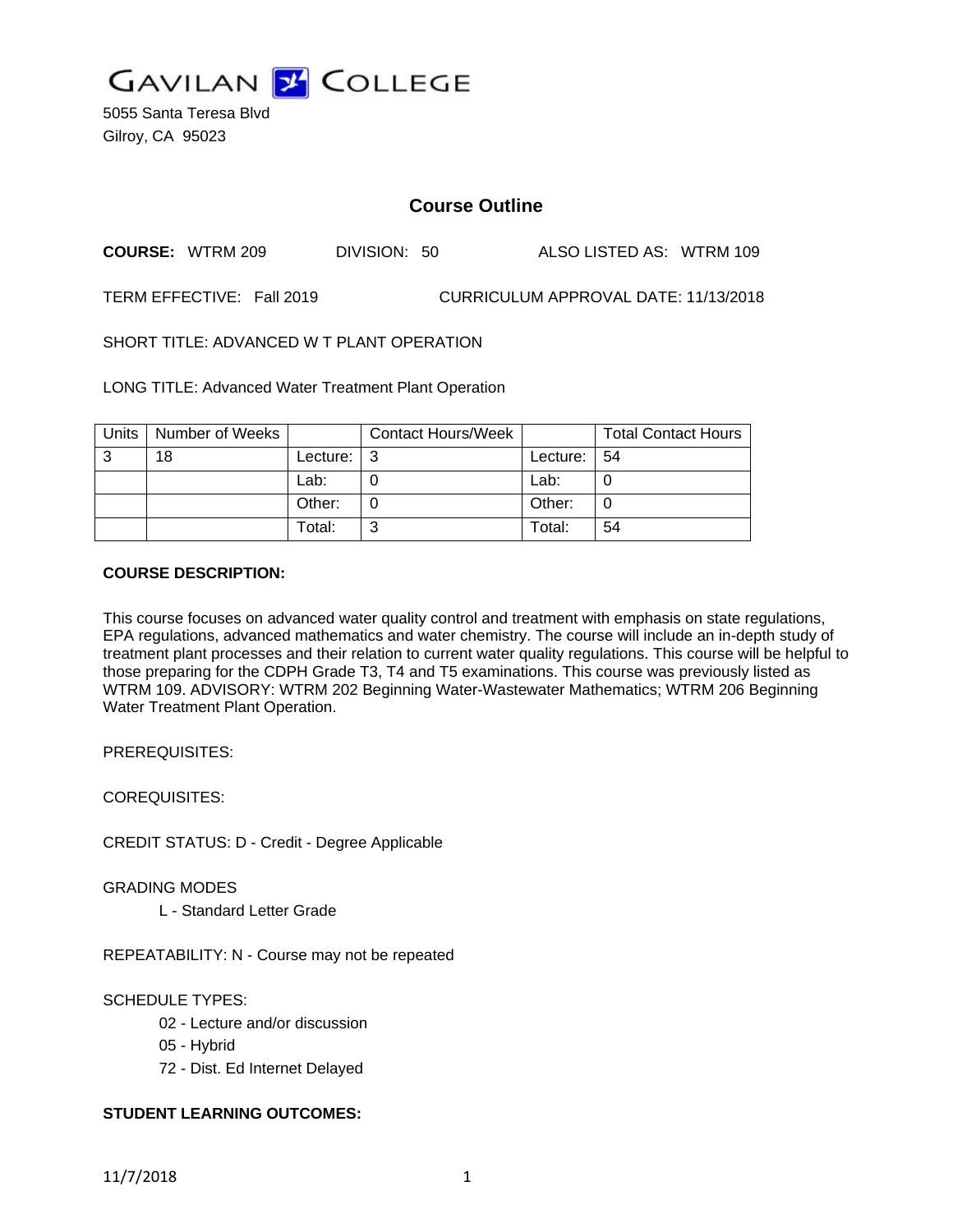# GAVILAN COLLEGE

5055 Santa Teresa Blvd
Gilroy, CA 95023

## Course Outline

**COURSE:** WTRM 209 DIVISION: 50 ALSO LISTED AS: WTRM 109

TERM EFFECTIVE: Fall 2019 CURRICULUM APPROVAL DATE: 11/13/2018

SHORT TITLE: ADVANCED W T PLANT OPERATION

LONG TITLE: Advanced Water Treatment Plant Operation

| Units | Number of Weeks | | Contact Hours/Week | | Total Contact Hours |
|---|---|---|---|---|---|
| 3 | 18 | Lecture: | 3 | Lecture: | 54 |
| | | Lab: | 0 | Lab: | 0 |
| | | Other: | 0 | Other: | 0 |
| | | Total: | 3 | Total: | 54 |

**COURSE DESCRIPTION:**

This course focuses on advanced water quality control and treatment with emphasis on state regulations, EPA regulations, advanced mathematics and water chemistry. The course will include an in-depth study of treatment plant processes and their relation to current water quality regulations. This course will be helpful to those preparing for the CDPH Grade T3, T4 and T5 examinations. This course was previously listed as WTRM 109. ADVISORY: WTRM 202 Beginning Water-Wastewater Mathematics; WTRM 206 Beginning Water Treatment Plant Operation.

PREREQUISITES:

COREQUISITES:

CREDIT STATUS: D - Credit - Degree Applicable

GRADING MODES

L - Standard Letter Grade

REPEATABILITY: N - Course may not be repeated

SCHEDULE TYPES:

02 - Lecture and/or discussion

05 - Hybrid

72 - Dist. Ed Internet Delayed

**STUDENT LEARNING OUTCOMES:**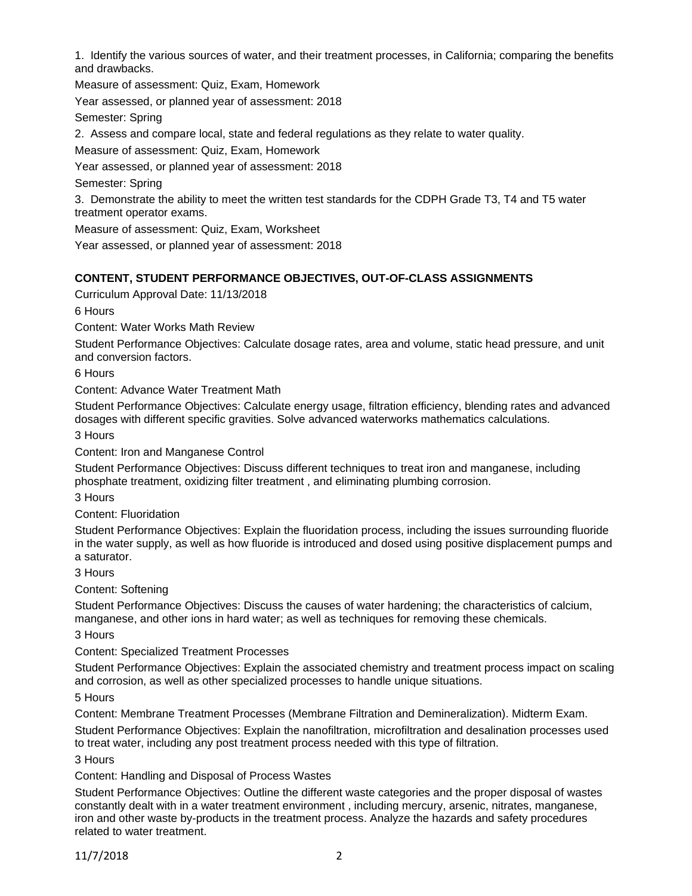1. Identify the various sources of water, and their treatment processes, in California; comparing the benefits and drawbacks.

Measure of assessment: Quiz, Exam, Homework

Year assessed, or planned year of assessment: 2018

Semester: Spring

2. Assess and compare local, state and federal regulations as they relate to water quality.

Measure of assessment: Quiz, Exam, Homework

Year assessed, or planned year of assessment: 2018

Semester: Spring

3. Demonstrate the ability to meet the written test standards for the CDPH Grade T3, T4 and T5 water treatment operator exams.

Measure of assessment: Quiz, Exam, Worksheet

Year assessed, or planned year of assessment: 2018

**CONTENT, STUDENT PERFORMANCE OBJECTIVES, OUT-OF-CLASS ASSIGNMENTS**

Curriculum Approval Date: 11/13/2018

6 Hours

Content: Water Works Math Review

Student Performance Objectives: Calculate dosage rates, area and volume, static head pressure, and unit and conversion factors.

6 Hours

Content: Advance Water Treatment Math

Student Performance Objectives: Calculate energy usage, filtration efficiency, blending rates and advanced dosages with different specific gravities. Solve advanced waterworks mathematics calculations.

3 Hours

Content: Iron and Manganese Control

Student Performance Objectives: Discuss different techniques to treat iron and manganese, including phosphate treatment, oxidizing filter treatment , and eliminating plumbing corrosion.

3 Hours

Content: Fluoridation

Student Performance Objectives: Explain the fluoridation process, including the issues surrounding fluoride in the water supply, as well as how fluoride is introduced and dosed using positive displacement pumps and a saturator.

3 Hours

Content: Softening

Student Performance Objectives: Discuss the causes of water hardening; the characteristics of calcium, manganese, and other ions in hard water; as well as techniques for removing these chemicals.

3 Hours

Content: Specialized Treatment Processes

Student Performance Objectives: Explain the associated chemistry and treatment process impact on scaling and corrosion, as well as other specialized processes to handle unique situations.

5 Hours

Content: Membrane Treatment Processes (Membrane Filtration and Demineralization). Midterm Exam.

Student Performance Objectives: Explain the nanofiltration, microfiltration and desalination processes used to treat water, including any post treatment process needed with this type of filtration.

3 Hours

Content: Handling and Disposal of Process Wastes

Student Performance Objectives: Outline the different waste categories and the proper disposal of wastes constantly dealt with in a water treatment environment , including mercury, arsenic, nitrates, manganese, iron and other waste by-products in the treatment process. Analyze the hazards and safety procedures related to water treatment.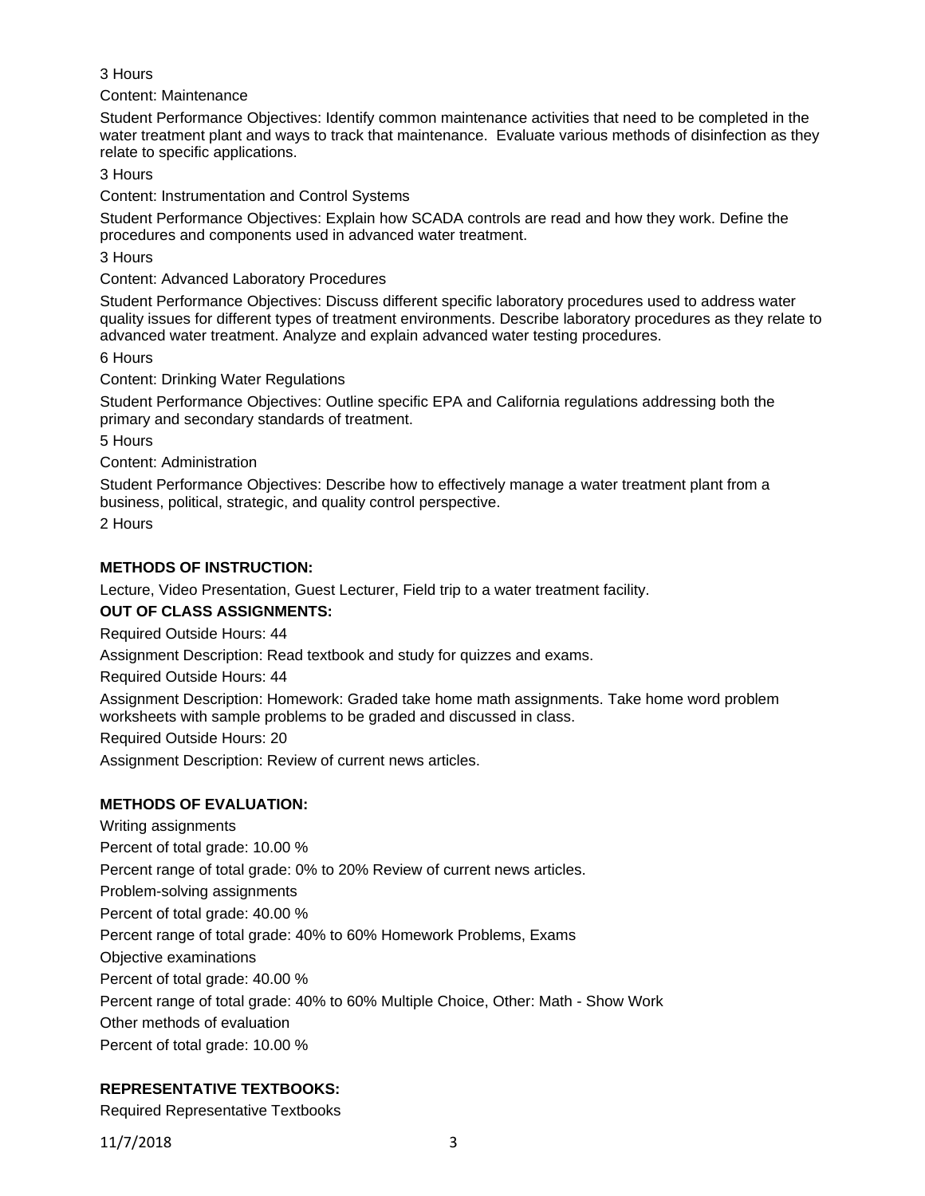3 Hours

Content: Maintenance

Student Performance Objectives: Identify common maintenance activities that need to be completed in the water treatment plant and ways to track that maintenance. Evaluate various methods of disinfection as they relate to specific applications.

3 Hours

Content: Instrumentation and Control Systems

Student Performance Objectives: Explain how SCADA controls are read and how they work. Define the procedures and components used in advanced water treatment.

3 Hours

Content: Advanced Laboratory Procedures

Student Performance Objectives: Discuss different specific laboratory procedures used to address water quality issues for different types of treatment environments. Describe laboratory procedures as they relate to advanced water treatment. Analyze and explain advanced water testing procedures.

6 Hours

Content: Drinking Water Regulations

Student Performance Objectives: Outline specific EPA and California regulations addressing both the primary and secondary standards of treatment.

5 Hours

Content: Administration

Student Performance Objectives: Describe how to effectively manage a water treatment plant from a business, political, strategic, and quality control perspective.

2 Hours

**METHODS OF INSTRUCTION:**

Lecture, Video Presentation, Guest Lecturer, Field trip to a water treatment facility.

**OUT OF CLASS ASSIGNMENTS:**

Required Outside Hours: 44

Assignment Description: Read textbook and study for quizzes and exams.

Required Outside Hours: 44

Assignment Description: Homework: Graded take home math assignments. Take home word problem worksheets with sample problems to be graded and discussed in class.

Required Outside Hours: 20

Assignment Description: Review of current news articles.

**METHODS OF EVALUATION:**

Writing assignments

Percent of total grade: 10.00 %

Percent range of total grade: 0% to 20% Review of current news articles.

Problem-solving assignments

Percent of total grade: 40.00 %

Percent range of total grade: 40% to 60% Homework Problems, Exams

Objective examinations

Percent of total grade: 40.00 %

Percent range of total grade: 40% to 60% Multiple Choice, Other: Math - Show Work

Other methods of evaluation

Percent of total grade: 10.00 %

**REPRESENTATIVE TEXTBOOKS:**

Required Representative Textbooks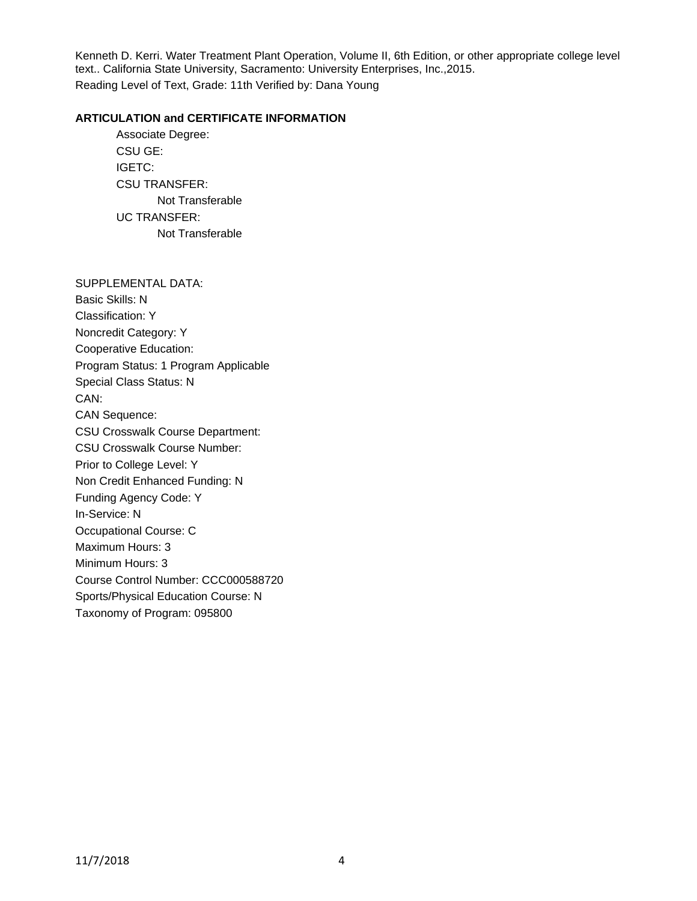Kenneth D. Kerri. Water Treatment Plant Operation, Volume II, 6th Edition, or other appropriate college level text.. California State University, Sacramento: University Enterprises, Inc.,2015.
Reading Level of Text, Grade: 11th Verified by: Dana Young

**ARTICULATION and CERTIFICATE INFORMATION**

Associate Degree:
CSU GE:
IGETC:
CSU TRANSFER:
Not Transferable
UC TRANSFER:
Not Transferable

SUPPLEMENTAL DATA:
Basic Skills: N
Classification: Y
Noncredit Category: Y
Cooperative Education:
Program Status: 1 Program Applicable
Special Class Status: N
CAN:
CAN Sequence:
CSU Crosswalk Course Department:
CSU Crosswalk Course Number:
Prior to College Level: Y
Non Credit Enhanced Funding: N
Funding Agency Code: Y
In-Service: N
Occupational Course: C
Maximum Hours: 3
Minimum Hours: 3
Course Control Number: CCC000588720
Sports/Physical Education Course: N
Taxonomy of Program: 095800